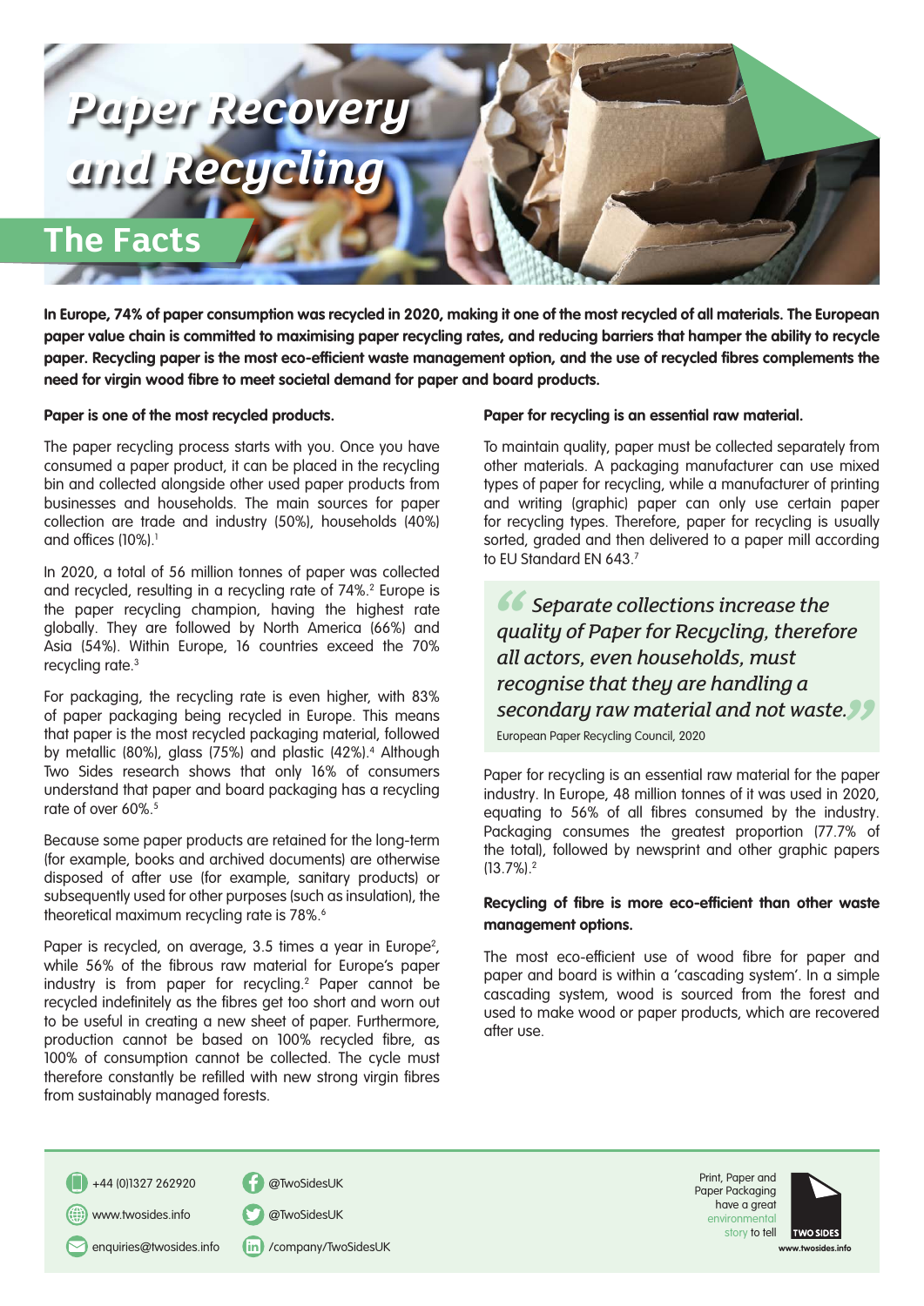# Paper Recovery and Recycling

## The Facts

**In Europe, 74% of paper consumption was recycled in 2020, making it one of the most recycled of all materials. The European paper value chain is committed to maximising paper recycling rates, and reducing barriers that hamper the ability to recycle paper. Recycling paper is the most eco-efficient waste management option, and the use of recycled fibres complements the need for virgin wood fibre to meet societal demand for paper and board products.**

### Paper is one of the most recycled products.

The paper recycling process starts with you. Once you have consumed a paper product, it can be placed in the recycling bin and collected alongside other used paper products from businesses and households. The main sources for paper collection are trade and industry (50%), households (40%) and offices (10%).[1]

In 2020, a total of 56 million tonnes of paper was collected and recycled, resulting in a recycling rate of 74%.[2] Europe is the paper recycling champion, having the highest rate globally. They are followed by North America (66%) and Asia (54%). Within Europe, 16 countries exceed the 70% recycling rate.[3]

For packaging, the recycling rate is even higher, with 83% of paper packaging being recycled in Europe. This means that paper is the most recycled packaging material, followed by metallic (80%), glass (75%) and plastic (42%).[4] Although Two Sides research shows that only 16% of consumers understand that paper and board packaging has a recycling rate of over 60%.[5]

Because some paper products are retained for the long-term (for example, books and archived documents) are otherwise disposed of after use (for example, sanitary products) or subsequently used for other purposes (such as insulation), the theoretical maximum recycling rate is 78%.[6]

Paper is recycled, on average, 3.5 times a year in Europe[2], while 56% of the fibrous raw material for Europe's paper industry is from paper for recycling.[2] Paper cannot be recycled indefinitely as the fibres get too short and worn out to be useful in creating a new sheet of paper. Furthermore, production cannot be based on 100% recycled fibre, as 100% of consumption cannot be collected. The cycle must therefore constantly be refilled with new strong virgin fibres from sustainably managed forests.

### Paper for recycling is an essential raw material.

To maintain quality, paper must be collected separately from other materials. A packaging manufacturer can use mixed types of paper for recycling, while a manufacturer of printing and writing (graphic) paper can only use certain paper for recycling types. Therefore, paper for recycling is usually sorted, graded and then delivered to a paper mill according to EU Standard EN 643.[7]

> *"Separate collections increase the quality of Paper for Recycling, therefore all actors, even households, must recognise that they are handling a secondary raw material and not waste."*
>
> European Paper Recycling Council, 2020

Paper for recycling is an essential raw material for the paper industry. In Europe, 48 million tonnes of it was used in 2020, equating to 56% of all fibres consumed by the industry. Packaging consumes the greatest proportion (77.7% of the total), followed by newsprint and other graphic papers (13.7%).[2]

### Recycling of fibre is more eco-efficient than other waste management options.

The most eco-efficient use of wood fibre for paper and paper and board is within a 'cascading system'. In a simple cascading system, wood is sourced from the forest and used to make wood or paper products, which are recovered after use.

+44 (0)1327 262920 | www.twosides.info | enquiries@twosides.info | @TwoSidesUK | @TwoSidesUK | /company/TwoSidesUK

Print, Paper and Paper Packaging have a great environmental story to tell

TWO SIDES www.twosides.info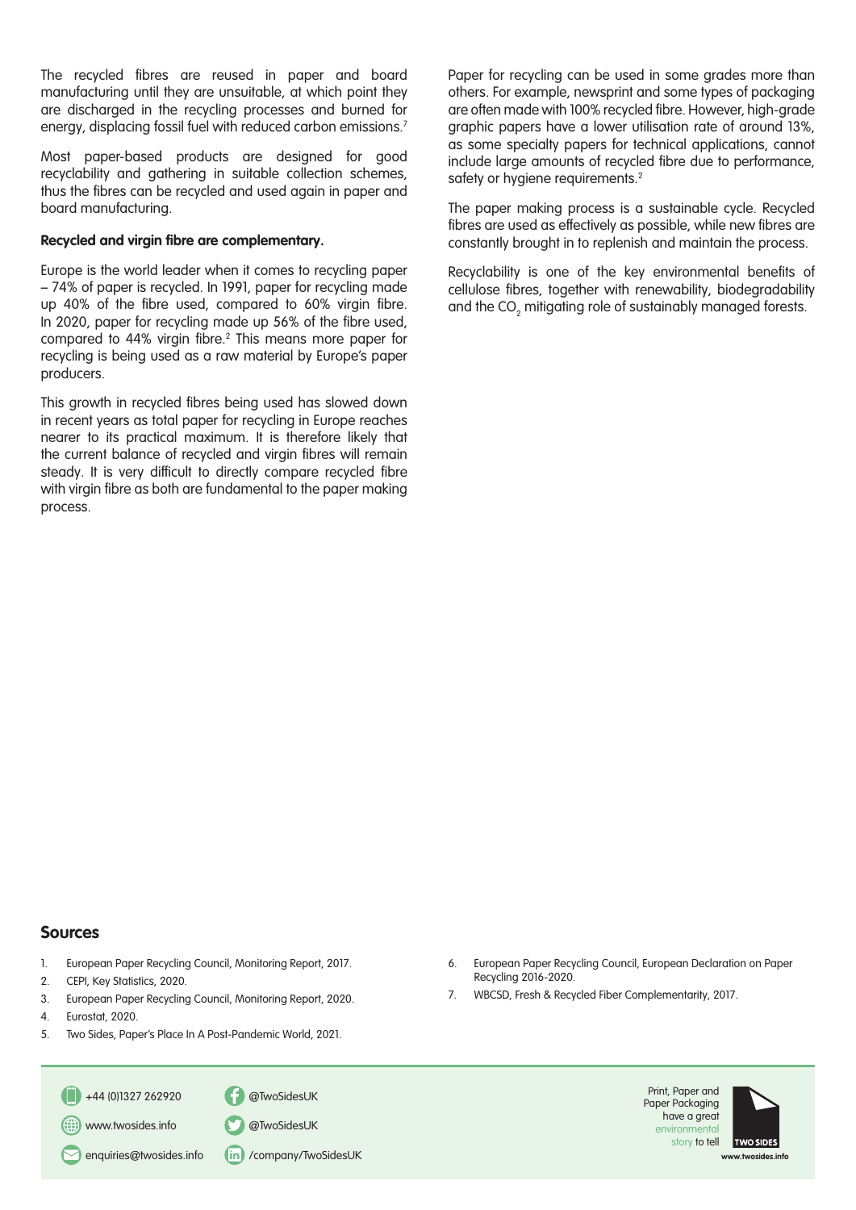The recycled fibres are reused in paper and board manufacturing until they are unsuitable, at which point they are discharged in the recycling processes and burned for energy, displacing fossil fuel with reduced carbon emissions.[7]

Most paper-based products are designed for good recyclability and gathering in suitable collection schemes, thus the fibres can be recycled and used again in paper and board manufacturing.

**Recycled and virgin fibre are complementary.**

Europe is the world leader when it comes to recycling paper – 74% of paper is recycled. In 1991, paper for recycling made up 40% of the fibre used, compared to 60% virgin fibre. In 2020, paper for recycling made up 56% of the fibre used, compared to 44% virgin fibre.[2] This means more paper for recycling is being used as a raw material by Europe's paper producers.

This growth in recycled fibres being used has slowed down in recent years as total paper for recycling in Europe reaches nearer to its practical maximum. It is therefore likely that the current balance of recycled and virgin fibres will remain steady. It is very difficult to directly compare recycled fibre with virgin fibre as both are fundamental to the paper making process.

Paper for recycling can be used in some grades more than others. For example, newsprint and some types of packaging are often made with 100% recycled fibre. However, high-grade graphic papers have a lower utilisation rate of around 13%, as some specialty papers for technical applications, cannot include large amounts of recycled fibre due to performance, safety or hygiene requirements.[2]

The paper making process is a sustainable cycle. Recycled fibres are used as effectively as possible, while new fibres are constantly brought in to replenish and maintain the process.

Recyclability is one of the key environmental benefits of cellulose fibres, together with renewability, biodegradability and the $CO_2$ mitigating role of sustainably managed forests.

## Sources

1. European Paper Recycling Council, Monitoring Report, 2017.
2. CEPI, Key Statistics, 2020.
3. European Paper Recycling Council, Monitoring Report, 2020.
4. Eurostat, 2020.
5. Two Sides, Paper's Place In A Post-Pandemic World, 2021.
6. European Paper Recycling Council, European Declaration on Paper Recycling 2016-2020.
7. WBCSD, Fresh & Recycled Fiber Complementarity, 2017.

+44 (0)1327 262920
www.twosides.info
enquiries@twosides.info
@TwoSidesUK
@TwoSidesUK
/company/TwoSidesUK

Print, Paper and Paper Packaging have a great environmental story to tell

TWO SIDES
www.twosides.info